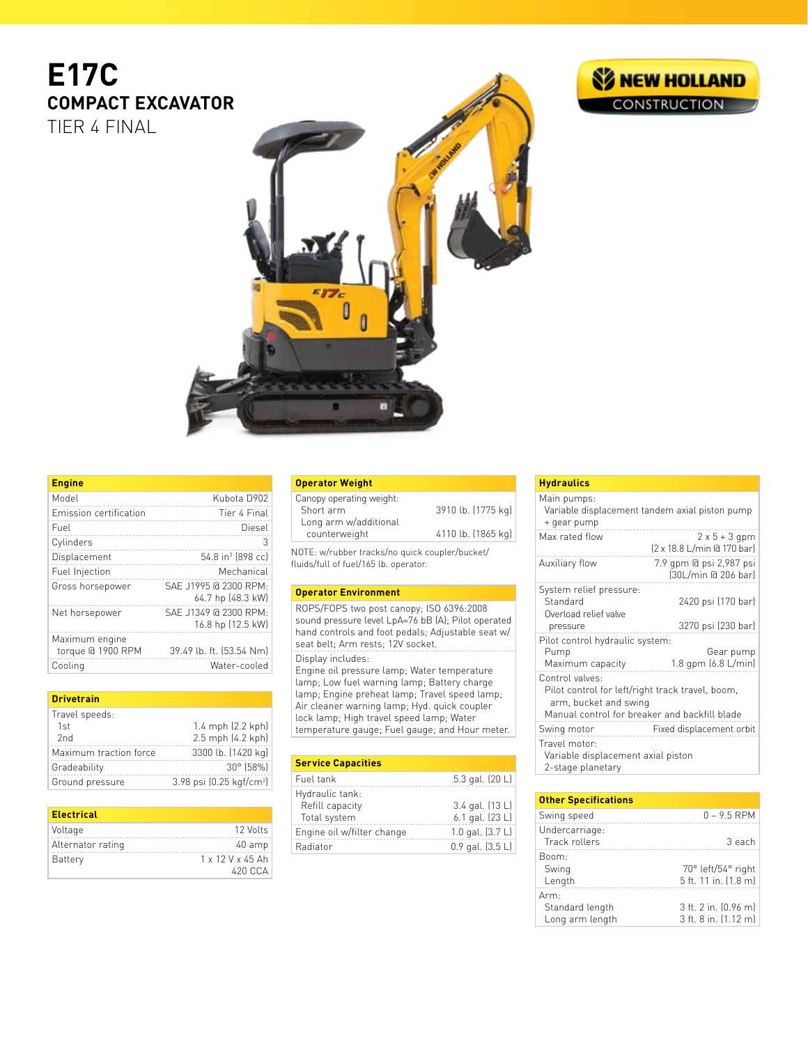# E17C

## COMPACT EXCAVATOR

TIER 4 FINAL

NEW HOLLAND CONSTRUCTION

| Engine | |
|---|---|
| Model | Kubota D902 |
| Emission certification | Tier 4 Final |
| Fuel | Diesel |
| Cylinders | 3 |
| Displacement | 54.8 in³ (898 cc) |
| Fuel Injection | Mechanical |
| Gross horsepower | SAE J1995 @ 2300 RPM: 64.7 hp (48.3 kW) |
| Net horsepower | SAE J1349 @ 2300 RPM: 16.8 hp (12.5 kW) |
| Maximum engine torque @ 1900 RPM | 39.49 lb. ft. (53.54 Nm) |
| Cooling | Water-cooled |

| Drivetrain | |
|---|---|
| Travel speeds: | |
| 1st | 1.4 mph (2.2 kph) |
| 2nd | 2.5 mph (4.2 kph) |
| Maximum traction force | 3300 lb. (1420 kg) |
| Gradeability | 30° (58%) |
| Ground pressure | 3.98 psi (0.25 kgf/cm²) |

| Electrical | |
|---|---|
| Voltage | 12 Volts |
| Alternator rating | 40 amp |
| Battery | 1 x 12 V x 45 Ah 420 CCA |

| Operator Weight | |
|---|---|
| Canopy operating weight: | |
| Short arm | 3910 lb. (1775 kg) |
| Long arm w/additional counterweight | 4110 lb. (1865 kg) |

NOTE: w/rubber tracks/no quick coupler/bucket/ fluids/full of fuel/165 lb. operator.

### Operator Environment

ROPS/FOPS two post canopy; ISO 6396:2008 sound pressure level LpA=76 bB (A); Pilot operated hand controls and foot pedals; Adjustable seat w/ seat belt; Arm rests; 12V socket.

Display includes:
Engine oil pressure lamp; Water temperature lamp; Low fuel warning lamp; Battery charge lamp; Engine preheat lamp; Travel speed lamp; Air cleaner warning lamp; Hyd. quick coupler lock lamp; High travel speed lamp; Water temperature gauge; Fuel gauge; and Hour meter.

| Service Capacities | |
|---|---|
| Fuel tank | 5.3 gal. (20 L) |
| Hydraulic tank: | |
| Refill capacity | 3.4 gal. (13 L) |
| Total system | 6.1 gal. (23 L) |
| Engine oil w/filter change | 1.0 gal. (3.7 L) |
| Radiator | 0.9 gal. (3.5 L) |

| Hydraulics | |
|---|---|
| Main pumps: | |
| Variable displacement tandem axial piston pump + gear pump | |
| Max rated flow | 2 x 5 + 3 gpm (2 x 18.8 L/min @ 170 bar) |
| Auxiliary flow | 7.9 gpm @ psi 2,987 psi (30L/min @ 206 bar) |
| System relief pressure: | |
| Standard | 2420 psi (170 bar) |
| Overload relief valve pressure | 3270 psi (230 bar) |
| Pilot control hydraulic system: | |
| Pump | Gear pump |
| Maximum capacity | 1.8 gpm (6.8 L/min) |
| Control valves: | |
| Pilot control for left/right track travel, boom, arm, bucket and swing | |
| Manual control for breaker and backfill blade | |
| Swing motor | Fixed displacement orbit |
| Travel motor: | |
| Variable displacement axial piston | |
| 2-stage planetary | |

| Other Specifications | |
|---|---|
| Swing speed | 0 – 9.5 RPM |
| Undercarriage: | |
| Track rollers | 3 each |
| Boom: | |
| Swing | 70° left/54° right |
| Length | 5 ft. 11 in. (1.8 m) |
| Arm: | |
| Standard length | 3 ft. 2 in. (0.96 m) |
| Long arm length | 3 ft. 8 in. (1.12 m) |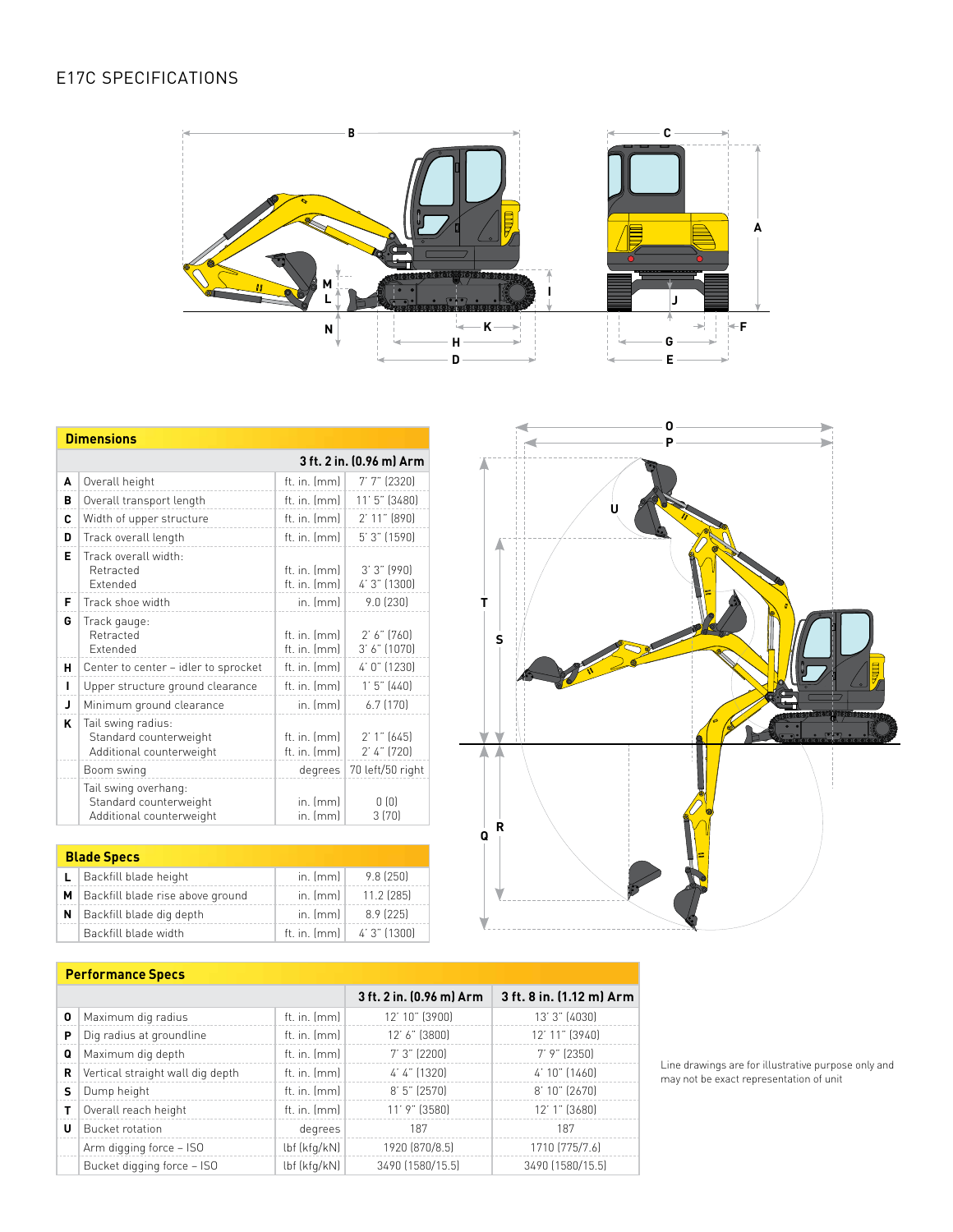# E17C SPECIFICATIONS

## Dimensions

| | | | 3 ft. 2 in. (0.96 m) Arm |
|---|---|---|---|
| A | Overall height | ft. in. (mm) | 7' 7" (2320) |
| B | Overall transport length | ft. in. (mm) | 11' 5" (3480) |
| C | Width of upper structure | ft. in. (mm) | 2' 11" (890) |
| D | Track overall length | ft. in. (mm) | 5' 3" (1590) |
| E | Track overall width: | | |
| | Retracted | ft. in. (mm) | 3' 3" (990) |
| | Extended | ft. in. (mm) | 4' 3" (1300) |
| F | Track shoe width | in. (mm) | 9.0 (230) |
| G | Track gauge: | | |
| | Retracted | ft. in. (mm) | 2' 6" (760) |
| | Extended | ft. in. (mm) | 3' 6" (1070) |
| H | Center to center – idler to sprocket | ft. in. (mm) | 4' 0" (1230) |
| I | Upper structure ground clearance | ft. in. (mm) | 1' 5" (440) |
| J | Minimum ground clearance | in. (mm) | 6.7 (170) |
| K | Tail swing radius: | | |
| | Standard counterweight | ft. in. (mm) | 2' 1" (645) |
| | Additional counterweight | ft. in. (mm) | 2' 4" (720) |
| | Boom swing | degrees | 70 left/50 right |
| | Tail swing overhang: | | |
| | Standard counterweight | in. (mm) | 0 (0) |
| | Additional counterweight | in. (mm) | 3 (70) |

## Blade Specs

| | | | |
|---|---|---|---|
| L | Backfill blade height | in. (mm) | 9.8 (250) |
| M | Backfill blade rise above ground | in. (mm) | 11.2 (285) |
| N | Backfill blade dig depth | in. (mm) | 8.9 (225) |
| | Backfill blade width | ft. in. (mm) | 4' 3" (1300) |

## Performance Specs

| | | | 3 ft. 2 in. (0.96 m) Arm | 3 ft. 8 in. (1.12 m) Arm |
|---|---|---|---|---|
| O | Maximum dig radius | ft. in. (mm) | 12' 10" (3900) | 13' 3" (4030) |
| P | Dig radius at groundline | ft. in. (mm) | 12' 6" (3800) | 12' 11" (3940) |
| Q | Maximum dig depth | ft. in. (mm) | 7' 3" (2200) | 7' 9" (2350) |
| R | Vertical straight wall dig depth | ft. in. (mm) | 4' 4" (1320) | 4' 10" (1460) |
| S | Dump height | ft. in. (mm) | 8' 5" (2570) | 8' 10" (2670) |
| T | Overall reach height | ft. in. (mm) | 11' 9" (3580) | 12' 1" (3680) |
| U | Bucket rotation | degrees | 187 | 187 |
| | Arm digging force – ISO | lbf (kgf/kN) | 1920 (870/8.5) | 1710 (775/7.6) |
| | Bucket digging force – ISO | lbf (kgf/kN) | 3490 (1580/15.5) | 3490 (1580/15.5) |

Line drawings are for illustrative purpose only and may not be exact representation of unit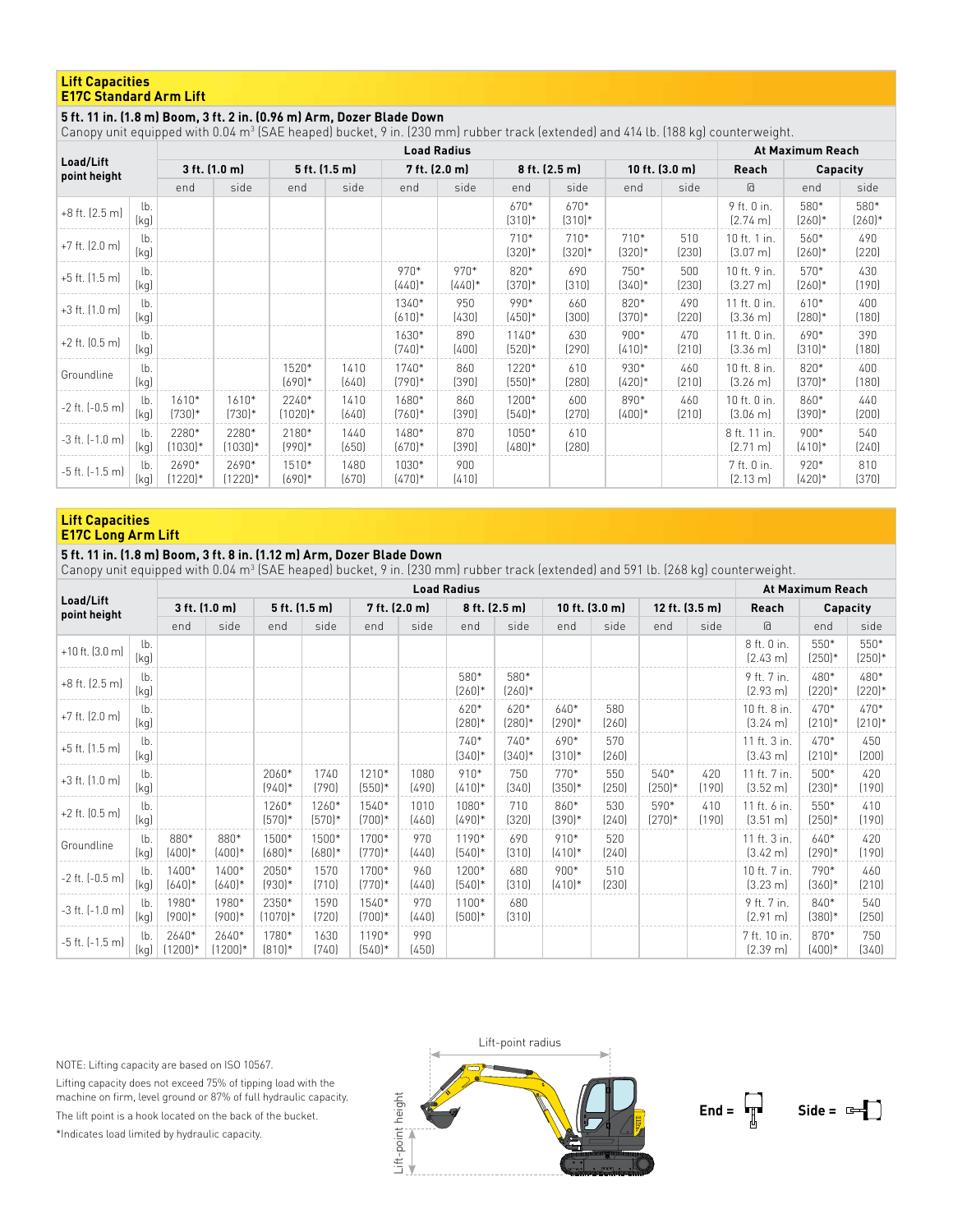## Lift Capacities
### E17C Standard Arm Lift

**5 ft. 11 in. (1.8 m) Boom, 3 ft. 2 in. (0.96 m) Arm, Dozer Blade Down**

Canopy unit equipped with 0.04 m³ (SAE heaped) bucket, 9 in. (230 mm) rubber track (extended) and 414 lb. (188 kg) counterweight.

| Load/Lift point height | | Load Radius | | | | | | | | | | At Maximum Reach | | |
|---|---|---|---|---|---|---|---|---|---|---|---|---|---|---|
| | | 3 ft. (1.0 m) | | 5 ft. (1.5 m) | | 7 ft. (2.0 m) | | 8 ft. (2.5 m) | | 10 ft. (3.0 m) | | Reach | Capacity | |
| | | end | side | end | side | end | side | end | side | end | side | @ | end | side |
| +8 ft. (2.5 m) | lb. (kg) | | | | | | | 670* (310)* | 670* (310)* | | | 9 ft. 0 in. (2.74 m) | 580* (260)* | 580* (260)* |
| +7 ft. (2.0 m) | lb. (kg) | | | | | | | 710* (320)* | 710* (320)* | 710* (320)* | 510 (230) | 10 ft. 1 in. (3.07 m) | 560* (260)* | 490 (220) |
| +5 ft. (1.5 m) | lb. (kg) | | | | | 970* (440)* | 970* (440)* | 820* (370)* | 690 (310) | 750* (340)* | 500 (230) | 10 ft. 9 in. (3.27 m) | 570* (260)* | 430 (190) |
| +3 ft. (1.0 m) | lb. (kg) | | | | | 1340* (610)* | 950 (430) | 990* (450)* | 660 (300) | 820* (370)* | 490 (220) | 11 ft. 0 in. (3.36 m) | 610* (280)* | 400 (180) |
| +2 ft. (0.5 m) | lb. (kg) | | | | | 1630* (740)* | 890 (400) | 1140* (520)* | 630 (290) | 900* (410)* | 470 (210) | 11 ft. 0 in. (3.36 m) | 690* (310)* | 390 (180) |
| Groundline | lb. (kg) | | | 1520* (690)* | 1410 (640) | 1740* (790)* | 860 (390) | 1220* (550)* | 610 (280) | 930* (420)* | 460 (210) | 10 ft. 8 in. (3.26 m) | 820* (370)* | 400 (180) |
| -2 ft. (-0.5 m) | lb. (kg) | 1610* (730)* | 1610* (730)* | 2240* (1020)* | 1410 (640) | 1680* (760)* | 860 (390) | 1200* (540)* | 600 (270) | 890* (400)* | 460 (210) | 10 ft. 0 in. (3.06 m) | 860* (390)* | 440 (200) |
| -3 ft. (-1.0 m) | lb. (kg) | 2280* (1030)* | 2280* (1030)* | 2180* (990)* | 1440 (650) | 1480* (670)* | 870 (390) | 1050* (480)* | 610 (280) | | | 8 ft. 11 in. (2.71 m) | 900* (410)* | 540 (240) |
| -5 ft. (-1.5 m) | lb. (kg) | 2690* (1220)* | 2690* (1220)* | 1510* (690)* | 1480 (670) | 1030* (470)* | 900 (410) | | | | | 7 ft. 0 in. (2.13 m) | 920* (420)* | 810 (370) |

## Lift Capacities
### E17C Long Arm Lift

**5 ft. 11 in. (1.8 m) Boom, 3 ft. 8 in. (1.12 m) Arm, Dozer Blade Down**

Canopy unit equipped with 0.04 m³ (SAE heaped) bucket, 9 in. (230 mm) rubber track (extended) and 591 lb. (268 kg) counterweight.

| Load/Lift point height | | Load Radius | | | | | | | | | | | | At Maximum Reach | | |
|---|---|---|---|---|---|---|---|---|---|---|---|---|---|---|---|---|
| | | 3 ft. (1.0 m) | | 5 ft. (1.5 m) | | 7 ft. (2.0 m) | | 8 ft. (2.5 m) | | 10 ft. (3.0 m) | | 12 ft. (3.5 m) | | Reach | Capacity | |
| | | end | side | end | side | end | side | end | side | end | side | end | side | @ | end | side |
| +10 ft. (3.0 m) | lb. (kg) | | | | | | | | | | | | | 8 ft. 0 in. (2.43 m) | 550* (250)* | 550* (250)* |
| +8 ft. (2.5 m) | lb. (kg) | | | | | | | 580* (260)* | 580* (260)* | | | | | 9 ft. 7 in. (2.93 m) | 480* (220)* | 480* (220)* |
| +7 ft. (2.0 m) | lb. (kg) | | | | | | | 620* (280)* | 620* (280)* | 640* (290)* | 580 (260) | | | 10 ft. 8 in. (3.24 m) | 470* (210)* | 470* (210)* |
| +5 ft. (1.5 m) | lb. (kg) | | | | | | | 740* (340)* | 740* (340)* | 690* (310)* | 570 (260) | | | 11 ft. 3 in. (3.43 m) | 470* (210)* | 450 (200) |
| +3 ft. (1.0 m) | lb. (kg) | | | 2060* (940)* | 1740 (790) | 1210* (550)* | 1080 (490) | 910* (410)* | 750 (340) | 770* (350)* | 550 (250) | 540* (250)* | 420 (190) | 11 ft. 7 in. (3.52 m) | 500* (230)* | 420 (190) |
| +2 ft. (0.5 m) | lb. (kg) | | | 1260* (570)* | 1260* (570)* | 1540* (700)* | 1010 (460) | 1080* (490)* | 710 (320) | 860* (390)* | 530 (240) | 590* (270)* | 410 (190) | 11 ft. 6 in. (3.51 m) | 550* (250)* | 410 (190) |
| Groundline | lb. (kg) | 880* (400)* | 880* (400)* | 1500* (680)* | 1500* (680)* | 1700* (770)* | 970 (440) | 1190* (540)* | 690 (310) | 910* (410)* | 520 (240) | | | 11 ft. 3 in. (3.42 m) | 640* (290)* | 420 (190) |
| -2 ft. (-0.5 m) | lb. (kg) | 1400* (640)* | 1400* (640)* | 2050* (930)* | 1570 (710) | 1700* (770)* | 960 (440) | 1200* (540)* | 680 (310) | 900* (410)* | 510 (230) | | | 10 ft. 7 in. (3.23 m) | 790* (360)* | 460 (210) |
| -3 ft. (-1.0 m) | lb. (kg) | 1980* (900)* | 1980* (900)* | 2350* (1070)* | 1590 (720) | 1540* (700)* | 970 (440) | 1100* (500)* | 680 (310) | | | | | 9 ft. 7 in. (2.91 m) | 840* (380)* | 540 (250) |
| -5 ft. (-1.5 m) | lb. (kg) | 2640* (1200)* | 2640* (1200)* | 1780* (810)* | 1630 (740) | 1190* (540)* | 990 (450) | | | | | | | 7 ft. 10 in. (2.39 m) | 870* (400)* | 750 (340) |

NOTE: Lifting capacity are based on ISO 10567.

Lifting capacity does not exceed 75% of tipping load with the machine on firm, level ground or 87% of full hydraulic capacity.

The lift point is a hook located on the back of the bucket.

*Indicates load limited by hydraulic capacity.

Lift-point radius

Lift-point height

End =

Side =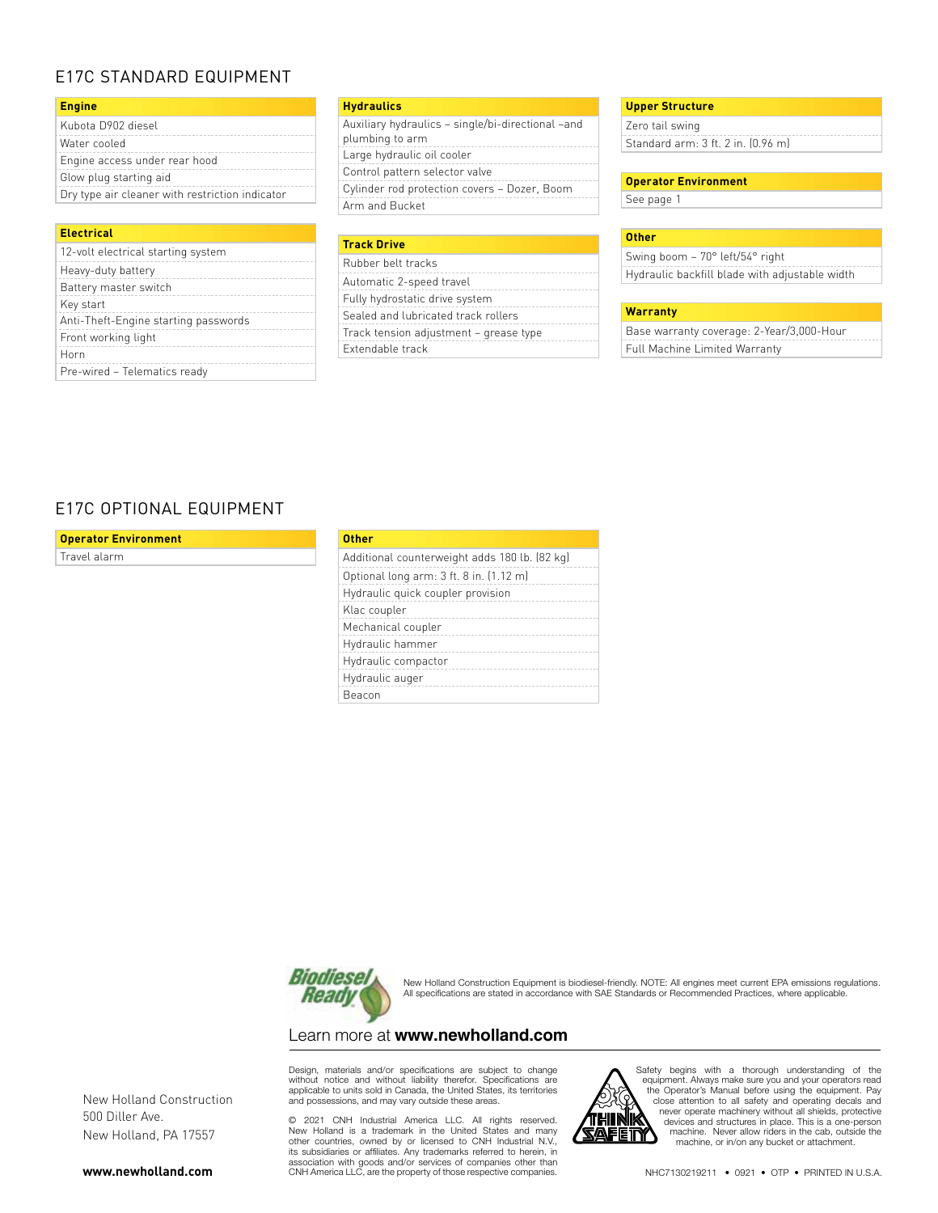## E17C STANDARD EQUIPMENT

| Engine |
| --- |
| Kubota D902 diesel |
| Water cooled |
| Engine access under rear hood |
| Glow plug starting aid |
| Dry type air cleaner with restriction indicator |

| Electrical |
| --- |
| 12-volt electrical starting system |
| Heavy-duty battery |
| Battery master switch |
| Key start |
| Anti-Theft-Engine starting passwords |
| Front working light |
| Horn |
| Pre-wired – Telematics ready |

| Hydraulics |
| --- |
| Auxiliary hydraulics – single/bi-directional –and plumbing to arm |
| Large hydraulic oil cooler |
| Control pattern selector valve |
| Cylinder rod protection covers – Dozer, Boom Arm and Bucket |

| Track Drive |
| --- |
| Rubber belt tracks |
| Automatic 2-speed travel |
| Fully hydrostatic drive system |
| Sealed and lubricated track rollers |
| Track tension adjustment – grease type |
| Extendable track |

| Upper Structure |
| --- |
| Zero tail swing |
| Standard arm: 3 ft. 2 in. (0.96 m) |

| Operator Environment |
| --- |
| See page 1 |

| Other |
| --- |
| Swing boom – 70° left/54° right |
| Hydraulic backfill blade with adjustable width |

| Warranty |
| --- |
| Base warranty coverage: 2-Year/3,000-Hour |
| Full Machine Limited Warranty |

## E17C OPTIONAL EQUIPMENT

| Operator Environment |
| --- |
| Travel alarm |

| Other |
| --- |
| Additional counterweight adds 180 lb. (82 kg) |
| Optional long arm: 3 ft. 8 in. (1.12 m) |
| Hydraulic quick coupler provision |
| Klac coupler |
| Mechanical coupler |
| Hydraulic hammer |
| Hydraulic compactor |
| Hydraulic auger |
| Beacon |

Biodiesel Ready

New Holland Construction Equipment is biodiesel-friendly. NOTE: All engines meet current EPA emissions regulations. All specifications are stated in accordance with SAE Standards or Recommended Practices, where applicable.

Learn more at **www.newholland.com**

Design, materials and/or specifications are subject to change without notice and without liability therefor. Specifications are applicable to units sold in Canada, the United States, its territories and possessions, and may vary outside these areas.

© 2021 CNH Industrial America LLC. All rights reserved. New Holland is a trademark in the United States and many other countries, owned by or licensed to CNH Industrial N.V., its subsidiaries or affiliates. Any trademarks referred to herein, in association with goods and/or services of companies other than CNH America LLC, are the property of those respective companies.

THINK SAFETY

Safety begins with a thorough understanding of the equipment. Always make sure you and your operators read the Operator's Manual before using the equipment. Pay close attention to all safety and operating decals and never operate machinery without all shields, protective devices and structures in place. This is a one-person machine. Never allow riders in the cab, outside the machine, or in/on any bucket or attachment.

New Holland Construction
500 Diller Ave.
New Holland, PA 17557

**www.newholland.com**

NHC7130219211 • 0921 • OTP • PRINTED IN U.S.A.